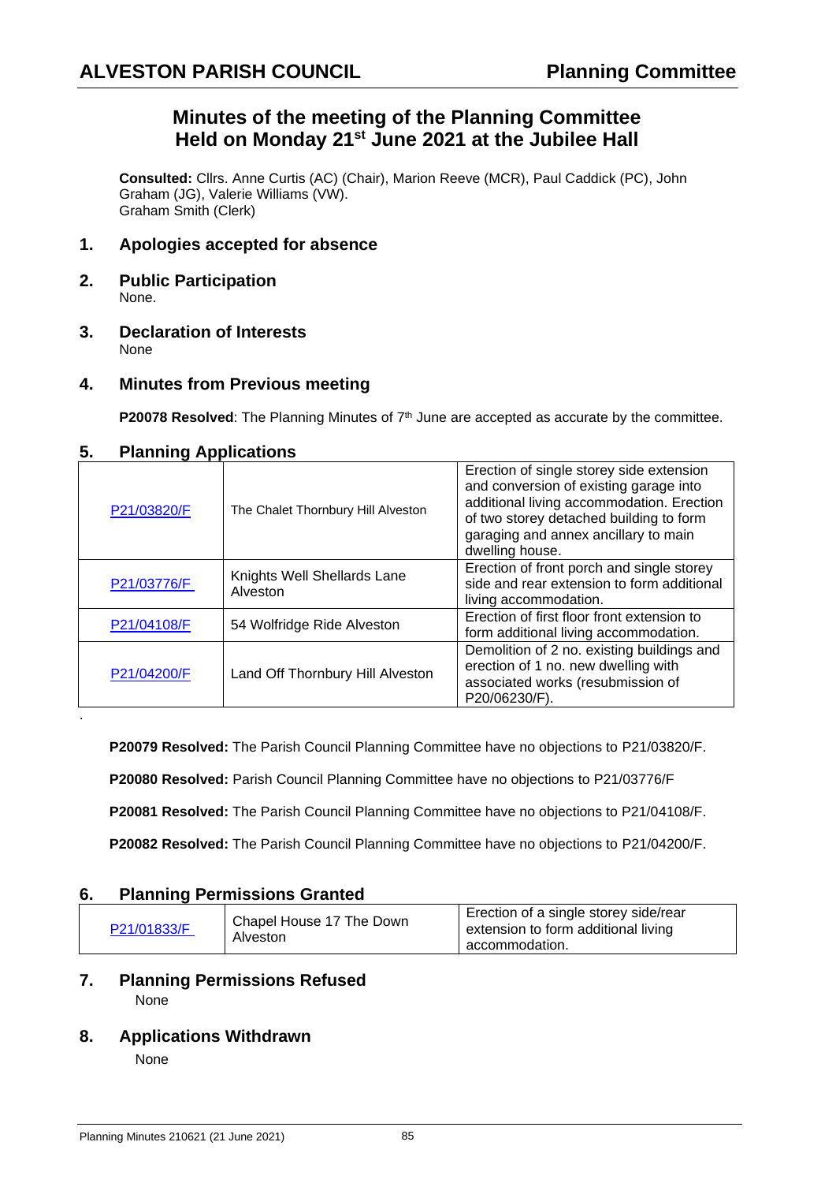# Minutes of the meeting of the Planning Committee Held on Monday 21st June 2021 at the Jubilee Hall

**Consulted:** Cllrs. Anne Curtis (AC) (Chair), Marion Reeve (MCR), Paul Caddick (PC), John Graham (JG), Valerie Williams (VW).
Graham Smith (Clerk)

## 1. Apologies accepted for absence

## 2. Public Participation

None.

## 3. Declaration of Interests

None

## 4. Minutes from Previous meeting

**P20078 Resolved**: The Planning Minutes of 7th June are accepted as accurate by the committee.

## 5. Planning Applications

| | | |
|---|---|---|
| P21/03820/F | The Chalet Thornbury Hill Alveston | Erection of single storey side extension and conversion of existing garage into additional living accommodation. Erection of two storey detached building to form garaging and annex ancillary to main dwelling house. |
| P21/03776/F | Knights Well Shellards Lane Alveston | Erection of front porch and single storey side and rear extension to form additional living accommodation. |
| P21/04108/F | 54 Wolfridge Ride Alveston | Erection of first floor front extension to form additional living accommodation. |
| P21/04200/F | Land Off Thornbury Hill Alveston | Demolition of 2 no. existing buildings and erection of 1 no. new dwelling with associated works (resubmission of P20/06230/F). |

.

**P20079 Resolved:** The Parish Council Planning Committee have no objections to P21/03820/F.

**P20080 Resolved:** Parish Council Planning Committee have no objections to P21/03776/F

**P20081 Resolved:** The Parish Council Planning Committee have no objections to P21/04108/F.

**P20082 Resolved:** The Parish Council Planning Committee have no objections to P21/04200/F.

## 6. Planning Permissions Granted

| | | |
|---|---|---|
| P21/01833/F | Chapel House 17 The Down Alveston | Erection of a single storey side/rear extension to form additional living accommodation. |

## 7. Planning Permissions Refused

None

## 8. Applications Withdrawn

None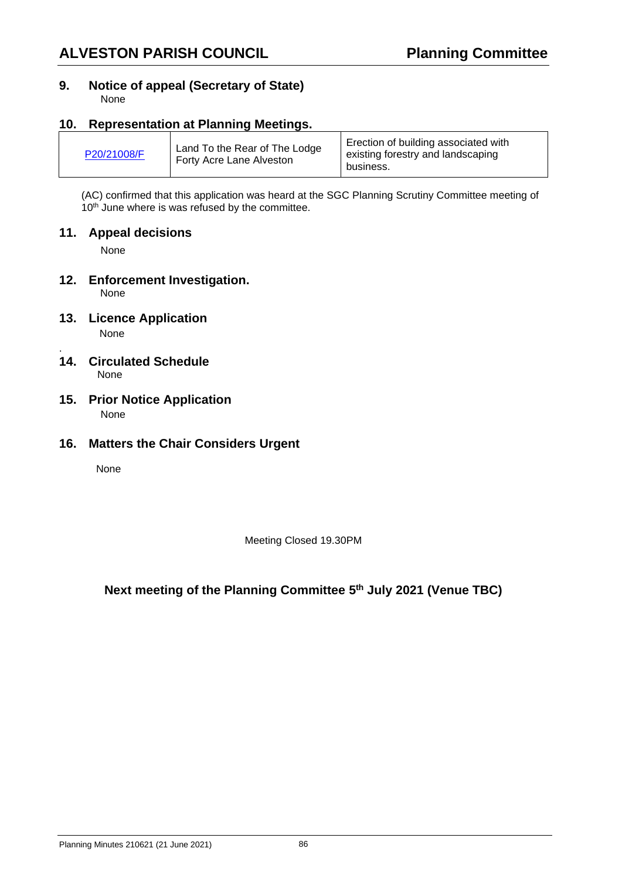## 9. Notice of appeal (Secretary of State)

None

## 10. Representation at Planning Meetings.

| | | |
|---|---|---|
| P20/21008/F | Land To the Rear of The Lodge Forty Acre Lane Alveston | Erection of building associated with existing forestry and landscaping business. |

(AC) confirmed that this application was heard at the SGC Planning Scrutiny Committee meeting of 10th June where is was refused by the committee.

## 11. Appeal decisions

None

## 12. Enforcement Investigation.

None

## 13. Licence Application

None

## 14. Circulated Schedule

None

## 15. Prior Notice Application

None

## 16. Matters the Chair Considers Urgent

None

Meeting Closed 19.30PM

**Next meeting of the Planning Committee 5th July 2021 (Venue TBC)**